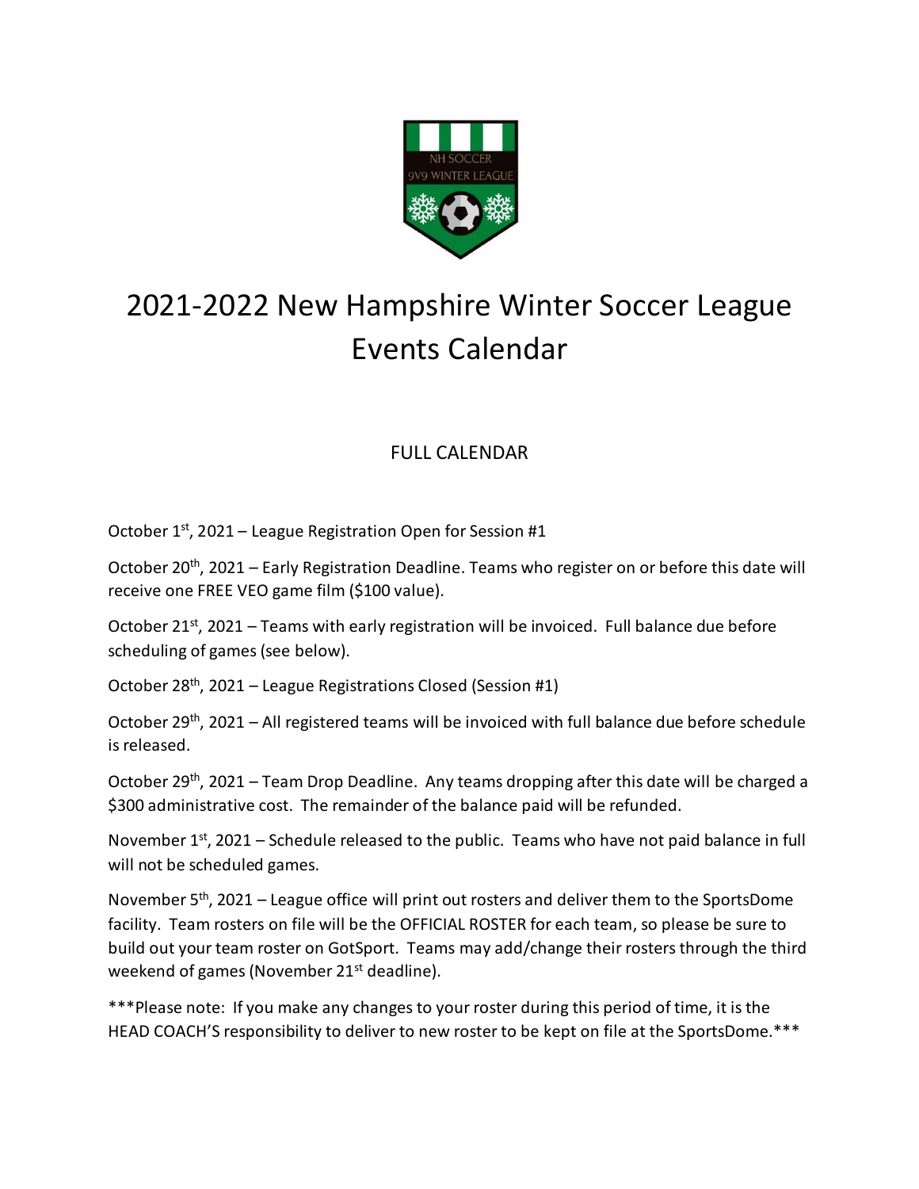# 2021-2022 New Hampshire Winter Soccer League Events Calendar

## FULL CALENDAR

October 1st, 2021 – League Registration Open for Session #1

October 20th, 2021 – Early Registration Deadline. Teams who register on or before this date will receive one FREE VEO game film ($100 value).

October 21st, 2021 – Teams with early registration will be invoiced. Full balance due before scheduling of games (see below).

October 28th, 2021 – League Registrations Closed (Session #1)

October 29th, 2021 – All registered teams will be invoiced with full balance due before schedule is released.

October 29th, 2021 – Team Drop Deadline. Any teams dropping after this date will be charged a $300 administrative cost. The remainder of the balance paid will be refunded.

November 1st, 2021 – Schedule released to the public. Teams who have not paid balance in full will not be scheduled games.

November 5th, 2021 – League office will print out rosters and deliver them to the SportsDome facility. Team rosters on file will be the OFFICIAL ROSTER for each team, so please be sure to build out your team roster on GotSport. Teams may add/change their rosters through the third weekend of games (November 21st deadline).

***Please note: If you make any changes to your roster during this period of time, it is the HEAD COACH'S responsibility to deliver to new roster to be kept on file at the SportsDome.***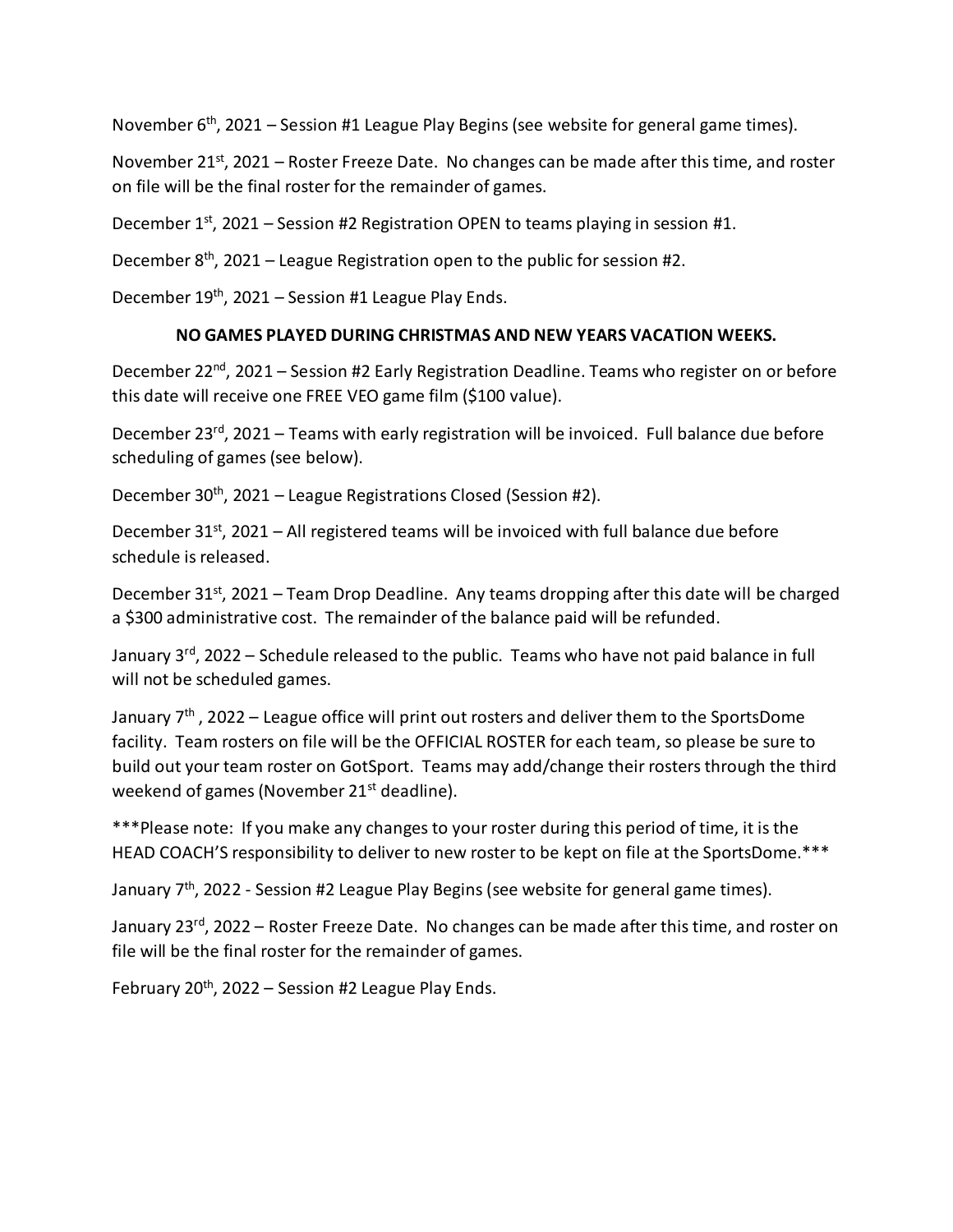November 6th, 2021 – Session #1 League Play Begins (see website for general game times).

November 21st, 2021 – Roster Freeze Date. No changes can be made after this time, and roster on file will be the final roster for the remainder of games.

December 1st, 2021 – Session #2 Registration OPEN to teams playing in session #1.

December 8th, 2021 – League Registration open to the public for session #2.

December 19th, 2021 – Session #1 League Play Ends.

**NO GAMES PLAYED DURING CHRISTMAS AND NEW YEARS VACATION WEEKS.**

December 22nd, 2021 – Session #2 Early Registration Deadline. Teams who register on or before this date will receive one FREE VEO game film ($100 value).

December 23rd, 2021 – Teams with early registration will be invoiced. Full balance due before scheduling of games (see below).

December 30th, 2021 – League Registrations Closed (Session #2).

December 31st, 2021 – All registered teams will be invoiced with full balance due before schedule is released.

December 31st, 2021 – Team Drop Deadline. Any teams dropping after this date will be charged a $300 administrative cost. The remainder of the balance paid will be refunded.

January 3rd, 2022 – Schedule released to the public. Teams who have not paid balance in full will not be scheduled games.

January 7th , 2022 – League office will print out rosters and deliver them to the SportsDome facility. Team rosters on file will be the OFFICIAL ROSTER for each team, so please be sure to build out your team roster on GotSport. Teams may add/change their rosters through the third weekend of games (November 21st deadline).

***Please note: If you make any changes to your roster during this period of time, it is the HEAD COACH'S responsibility to deliver to new roster to be kept on file at the SportsDome.***

January 7th, 2022 - Session #2 League Play Begins (see website for general game times).

January 23rd, 2022 – Roster Freeze Date. No changes can be made after this time, and roster on file will be the final roster for the remainder of games.

February 20th, 2022 – Session #2 League Play Ends.